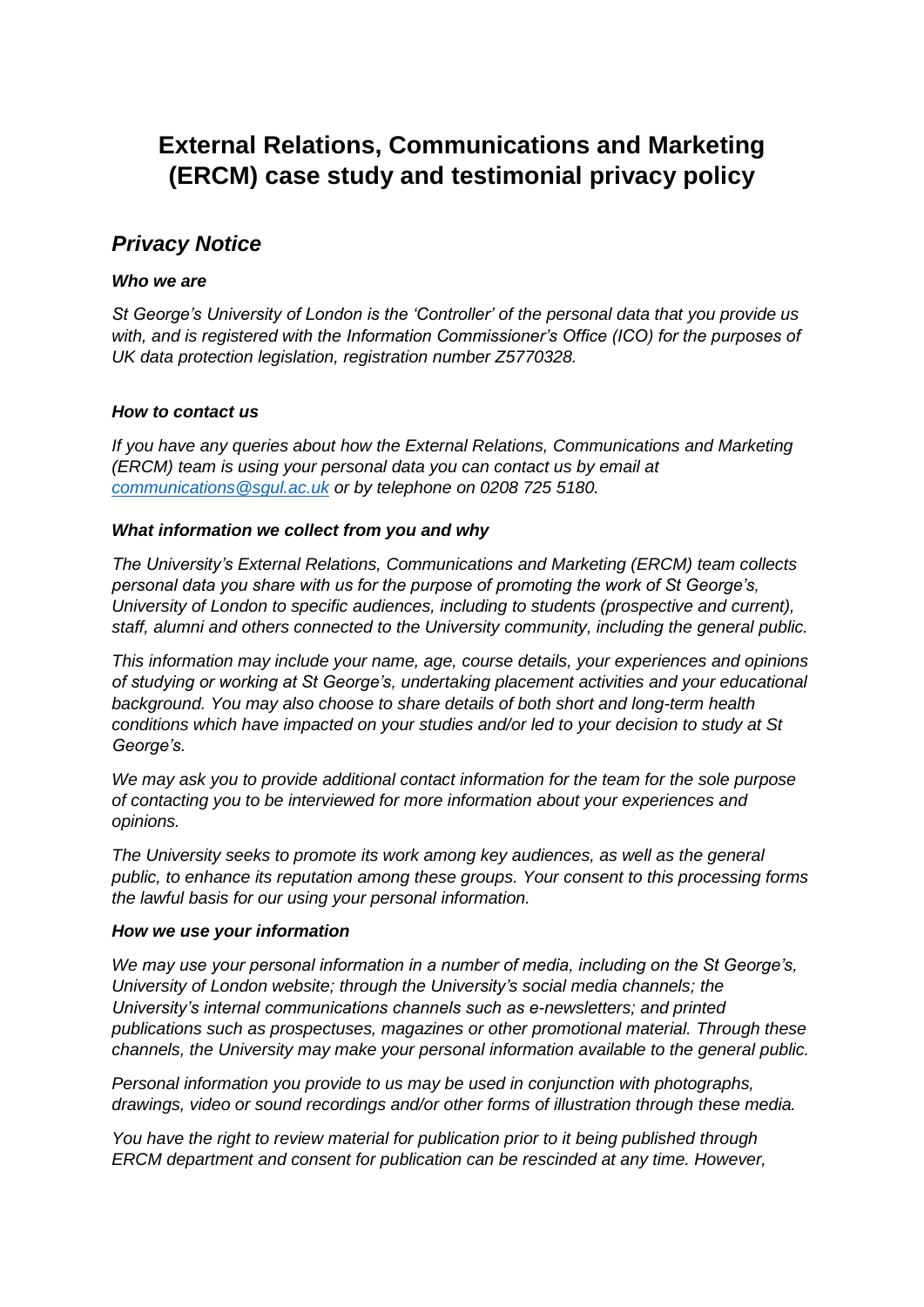# External Relations, Communications and Marketing (ERCM) case study and testimonial privacy policy

## *Privacy Notice*

***Who we are***

*St George's University of London is the 'Controller' of the personal data that you provide us with, and is registered with the Information Commissioner's Office (ICO) for the purposes of UK data protection legislation, registration number Z5770328.*

***How to contact us***

*If you have any queries about how the External Relations, Communications and Marketing (ERCM) team is using your personal data you can contact us by email at [communications@sgul.ac.uk](mailto:communications@sgul.ac.uk) or by telephone on 0208 725 5180.*

***What information we collect from you and why***

*The University's External Relations, Communications and Marketing (ERCM) team collects personal data you share with us for the purpose of promoting the work of St George's, University of London to specific audiences, including to students (prospective and current), staff, alumni and others connected to the University community, including the general public.*

*This information may include your name, age, course details, your experiences and opinions of studying or working at St George's, undertaking placement activities and your educational background. You may also choose to share details of both short and long-term health conditions which have impacted on your studies and/or led to your decision to study at St George's.*

*We may ask you to provide additional contact information for the team for the sole purpose of contacting you to be interviewed for more information about your experiences and opinions.*

*The University seeks to promote its work among key audiences, as well as the general public, to enhance its reputation among these groups. Your consent to this processing forms the lawful basis for our using your personal information.*

***How we use your information***

*We may use your personal information in a number of media, including on the St George's, University of London website; through the University's social media channels; the University's internal communications channels such as e-newsletters; and printed publications such as prospectuses, magazines or other promotional material. Through these channels, the University may make your personal information available to the general public.*

*Personal information you provide to us may be used in conjunction with photographs, drawings, video or sound recordings and/or other forms of illustration through these media.*

*You have the right to review material for publication prior to it being published through ERCM department and consent for publication can be rescinded at any time. However,*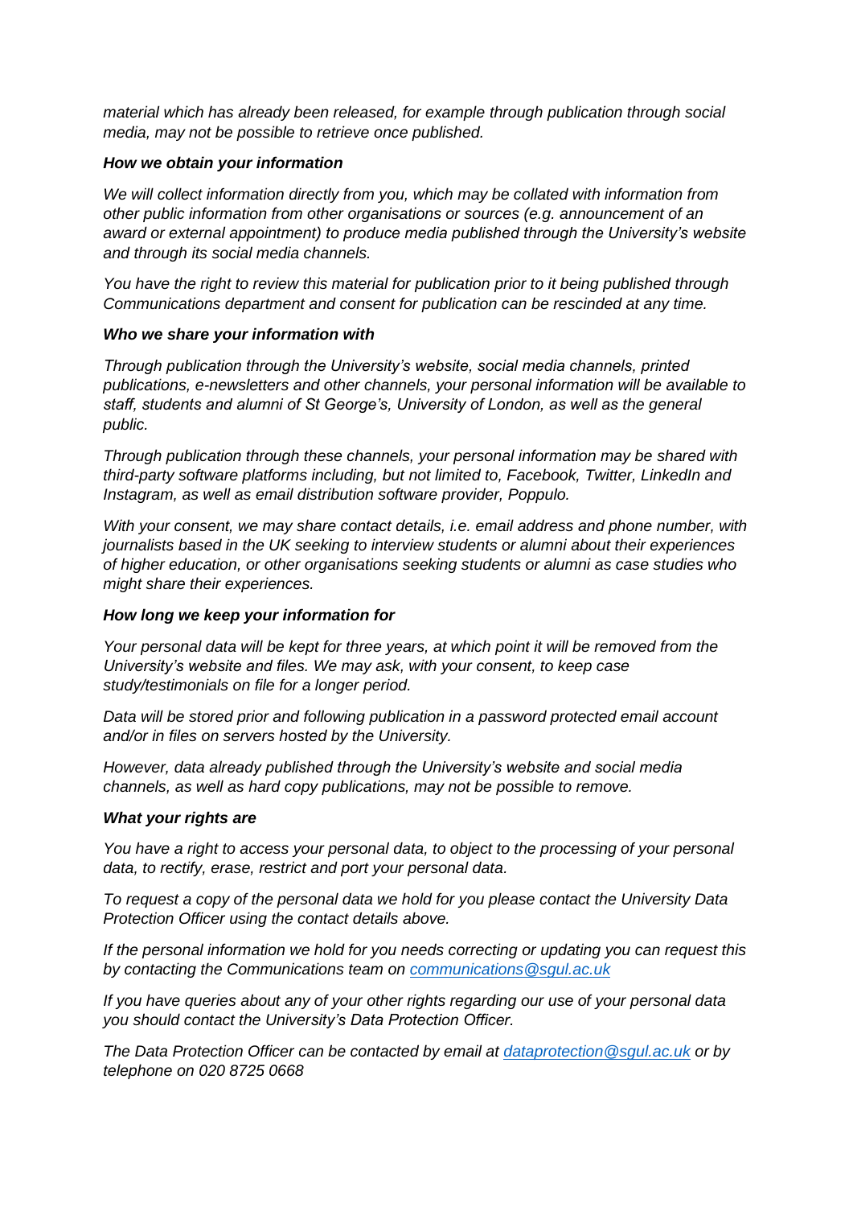*material which has already been released, for example through publication through social media, may not be possible to retrieve once published.*

***How we obtain your information***

*We will collect information directly from you, which may be collated with information from other public information from other organisations or sources (e.g. announcement of an award or external appointment) to produce media published through the University's website and through its social media channels.*

*You have the right to review this material for publication prior to it being published through Communications department and consent for publication can be rescinded at any time.*

***Who we share your information with***

*Through publication through the University's website, social media channels, printed publications, e-newsletters and other channels, your personal information will be available to staff, students and alumni of St George's, University of London, as well as the general public.*

*Through publication through these channels, your personal information may be shared with third-party software platforms including, but not limited to, Facebook, Twitter, LinkedIn and Instagram, as well as email distribution software provider, Poppulo.*

*With your consent, we may share contact details, i.e. email address and phone number, with journalists based in the UK seeking to interview students or alumni about their experiences of higher education, or other organisations seeking students or alumni as case studies who might share their experiences.*

***How long we keep your information for***

*Your personal data will be kept for three years, at which point it will be removed from the University's website and files. We may ask, with your consent, to keep case study/testimonials on file for a longer period.*

*Data will be stored prior and following publication in a password protected email account and/or in files on servers hosted by the University.*

*However, data already published through the University's website and social media channels, as well as hard copy publications, may not be possible to remove.*

***What your rights are***

*You have a right to access your personal data, to object to the processing of your personal data, to rectify, erase, restrict and port your personal data.*

*To request a copy of the personal data we hold for you please contact the University Data Protection Officer using the contact details above.*

*If the personal information we hold for you needs correcting or updating you can request this by contacting the Communications team on [communications@sgul.ac.uk](mailto:communications@sgul.ac.uk)*

*If you have queries about any of your other rights regarding our use of your personal data you should contact the University's Data Protection Officer.*

*The Data Protection Officer can be contacted by email at [dataprotection@sgul.ac.uk](mailto:dataprotection@sgul.ac.uk) or by telephone on 020 8725 0668*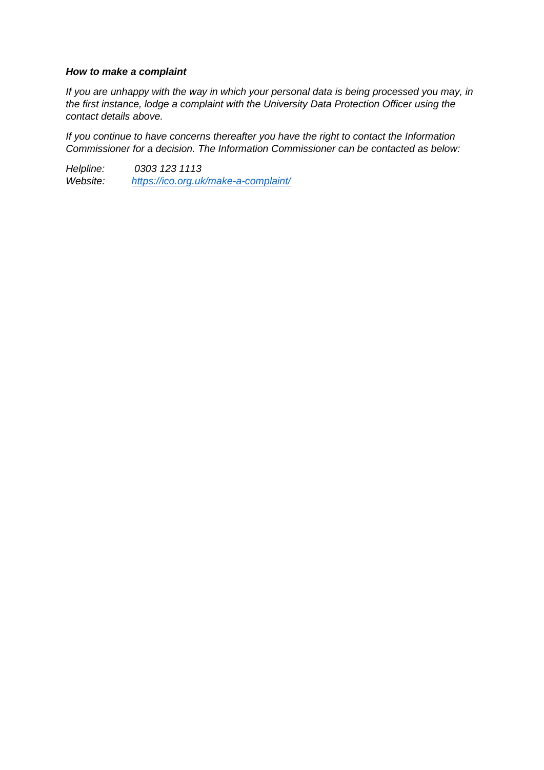***How to make a complaint***

*If you are unhappy with the way in which your personal data is being processed you may, in the first instance, lodge a complaint with the University Data Protection Officer using the contact details above.*

*If you continue to have concerns thereafter you have the right to contact the Information Commissioner for a decision. The Information Commissioner can be contacted as below:*

*Helpline: 0303 123 1113*
*Website: [https://ico.org.uk/make-a-complaint/](https://ico.org.uk/make-a-complaint/)*